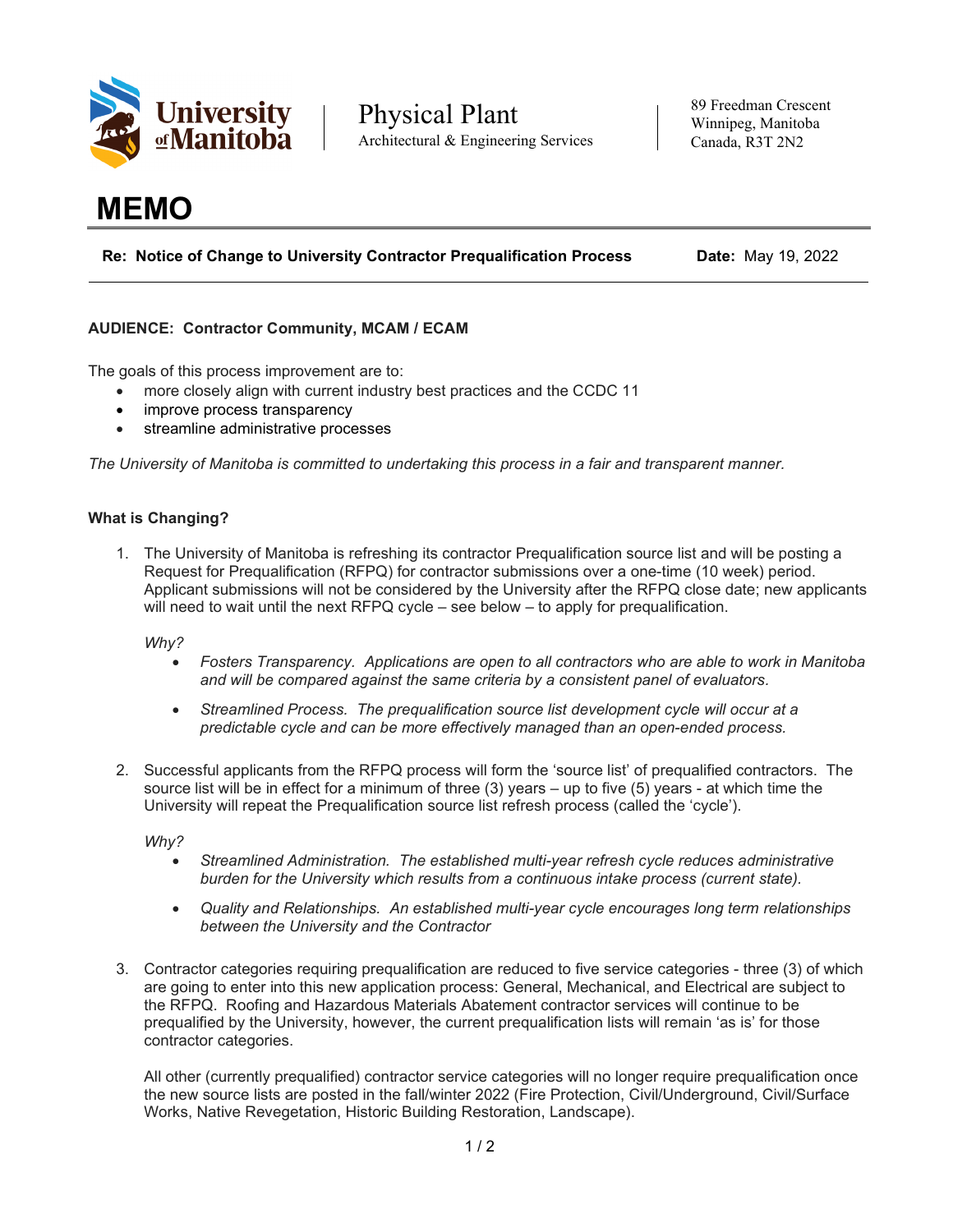University of Manitoba

Physical Plant
Architectural & Engineering Services

89 Freedman Crescent
Winnipeg, Manitoba
Canada, R3T 2N2

# MEMO

**Re: Notice of Change to University Contractor Prequalification Process** **Date:** May 19, 2022

**AUDIENCE: Contractor Community, MCAM / ECAM**

The goals of this process improvement are to:

- more closely align with current industry best practices and the CCDC 11
- improve process transparency
- streamline administrative processes

*The University of Manitoba is committed to undertaking this process in a fair and transparent manner.*

**What is Changing?**

1. The University of Manitoba is refreshing its contractor Prequalification source list and will be posting a Request for Prequalification (RFPQ) for contractor submissions over a one-time (10 week) period. Applicant submissions will not be considered by the University after the RFPQ close date; new applicants will need to wait until the next RFPQ cycle – see below – to apply for prequalification.

   *Why?*
   - *Fosters Transparency. Applications are open to all contractors who are able to work in Manitoba and will be compared against the same criteria by a consistent panel of evaluators.*
   - *Streamlined Process. The prequalification source list development cycle will occur at a predictable cycle and can be more effectively managed than an open-ended process.*

2. Successful applicants from the RFPQ process will form the 'source list' of prequalified contractors. The source list will be in effect for a minimum of three (3) years – up to five (5) years - at which time the University will repeat the Prequalification source list refresh process (called the 'cycle').

   *Why?*
   - *Streamlined Administration. The established multi-year refresh cycle reduces administrative burden for the University which results from a continuous intake process (current state).*
   - *Quality and Relationships. An established multi-year cycle encourages long term relationships between the University and the Contractor*

3. Contractor categories requiring prequalification are reduced to five service categories - three (3) of which are going to enter into this new application process: General, Mechanical, and Electrical are subject to the RFPQ. Roofing and Hazardous Materials Abatement contractor services will continue to be prequalified by the University, however, the current prequalification lists will remain 'as is' for those contractor categories.

   All other (currently prequalified) contractor service categories will no longer require prequalification once the new source lists are posted in the fall/winter 2022 (Fire Protection, Civil/Underground, Civil/Surface Works, Native Revegetation, Historic Building Restoration, Landscape).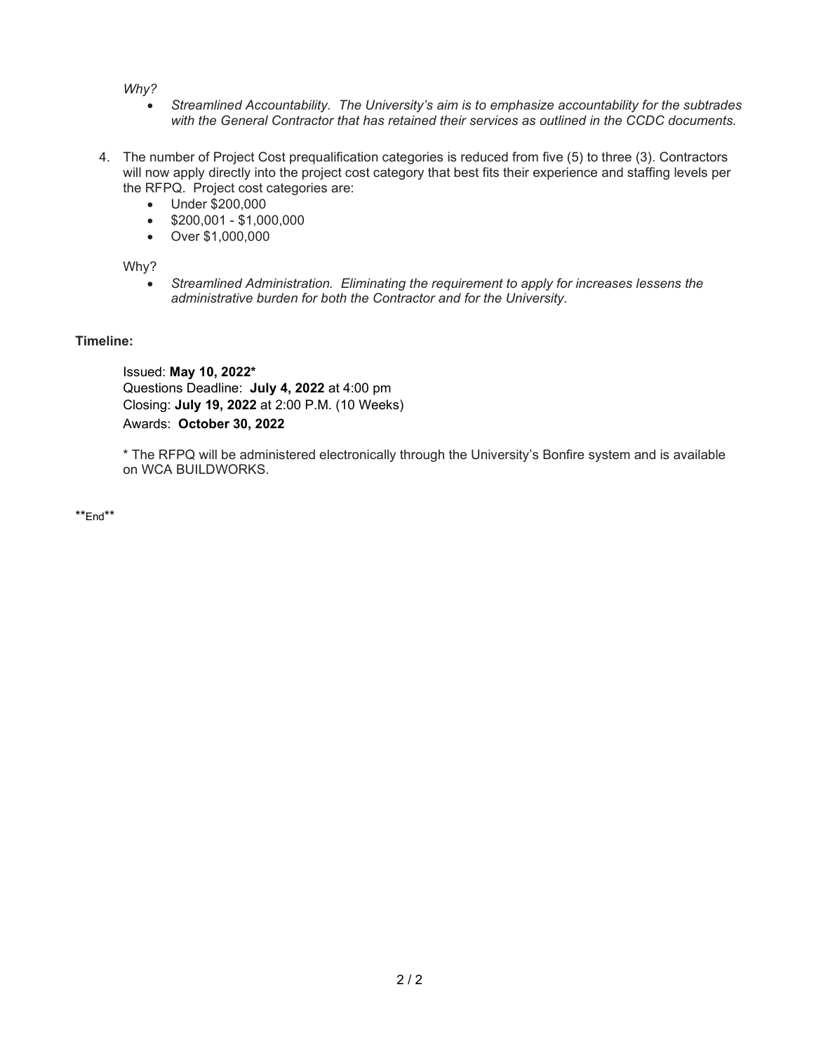*Why?*

- *Streamlined Accountability. The University's aim is to emphasize accountability for the subtrades with the General Contractor that has retained their services as outlined in the CCDC documents.*

4. The number of Project Cost prequalification categories is reduced from five (5) to three (3). Contractors will now apply directly into the project cost category that best fits their experience and staffing levels per the RFPQ. Project cost categories are:
   - Under $200,000
   - $200,001 - $1,000,000
   - Over $1,000,000

   Why?

   - *Streamlined Administration. Eliminating the requirement to apply for increases lessens the administrative burden for both the Contractor and for the University.*

**Timeline:**

Issued: **May 10, 2022***
Questions Deadline: **July 4, 2022** at 4:00 pm
Closing: **July 19, 2022** at 2:00 P.M. (10 Weeks)
Awards: **October 30, 2022**

* The RFPQ will be administered electronically through the University's Bonfire system and is available on WCA BUILDWORKS.

**End**